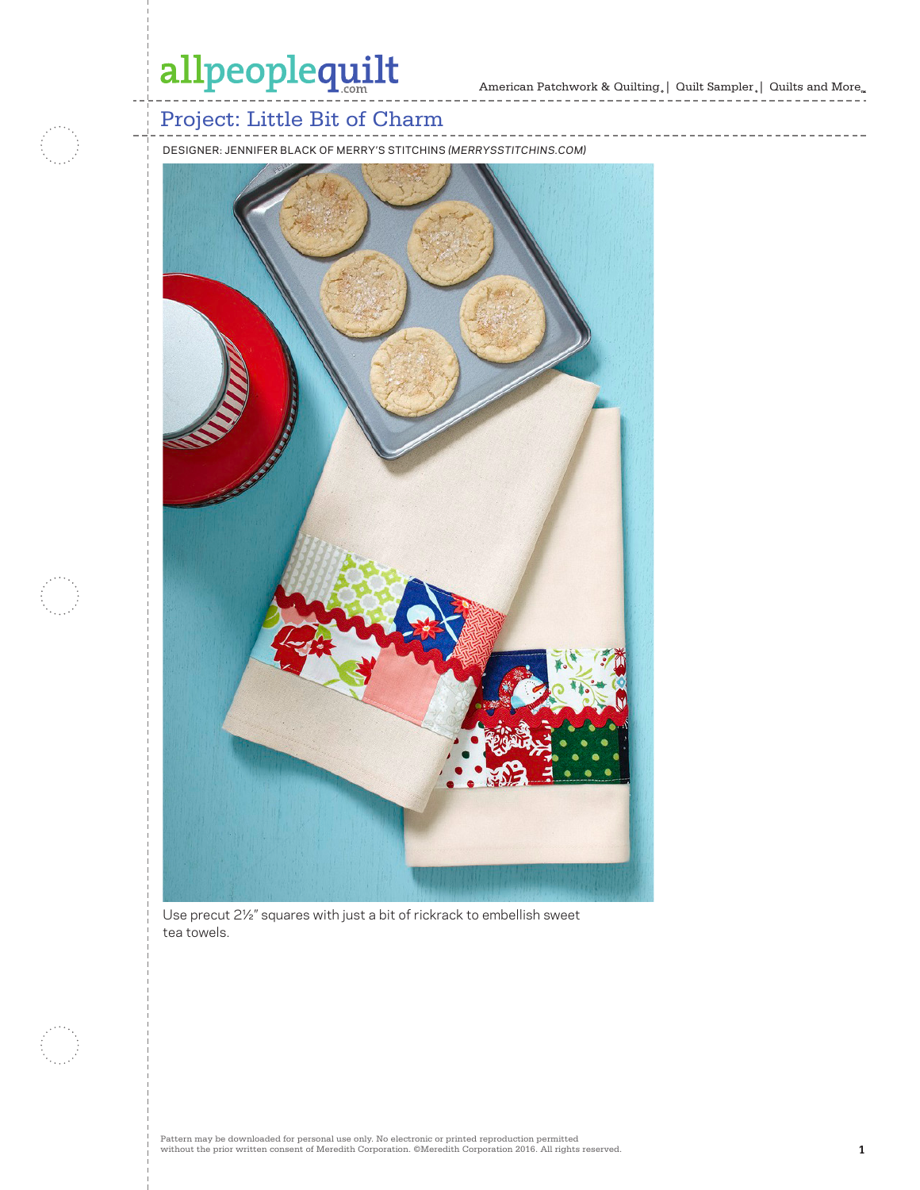# Project: Little Bit of Charm

DESIGNER: JENNIFER BLACK OF MERRY'S STITCHINS *(MERRYSSTITCHINS.COM)*

Use precut 2½" squares with just a bit of rickrack to embellish sweet tea towels.

Pattern may be downloaded for personal use only. No electronic or printed reproduction permitted without the prior written consent of Meredith Corporation. ©Meredith Corporation 2016. All rights reserved.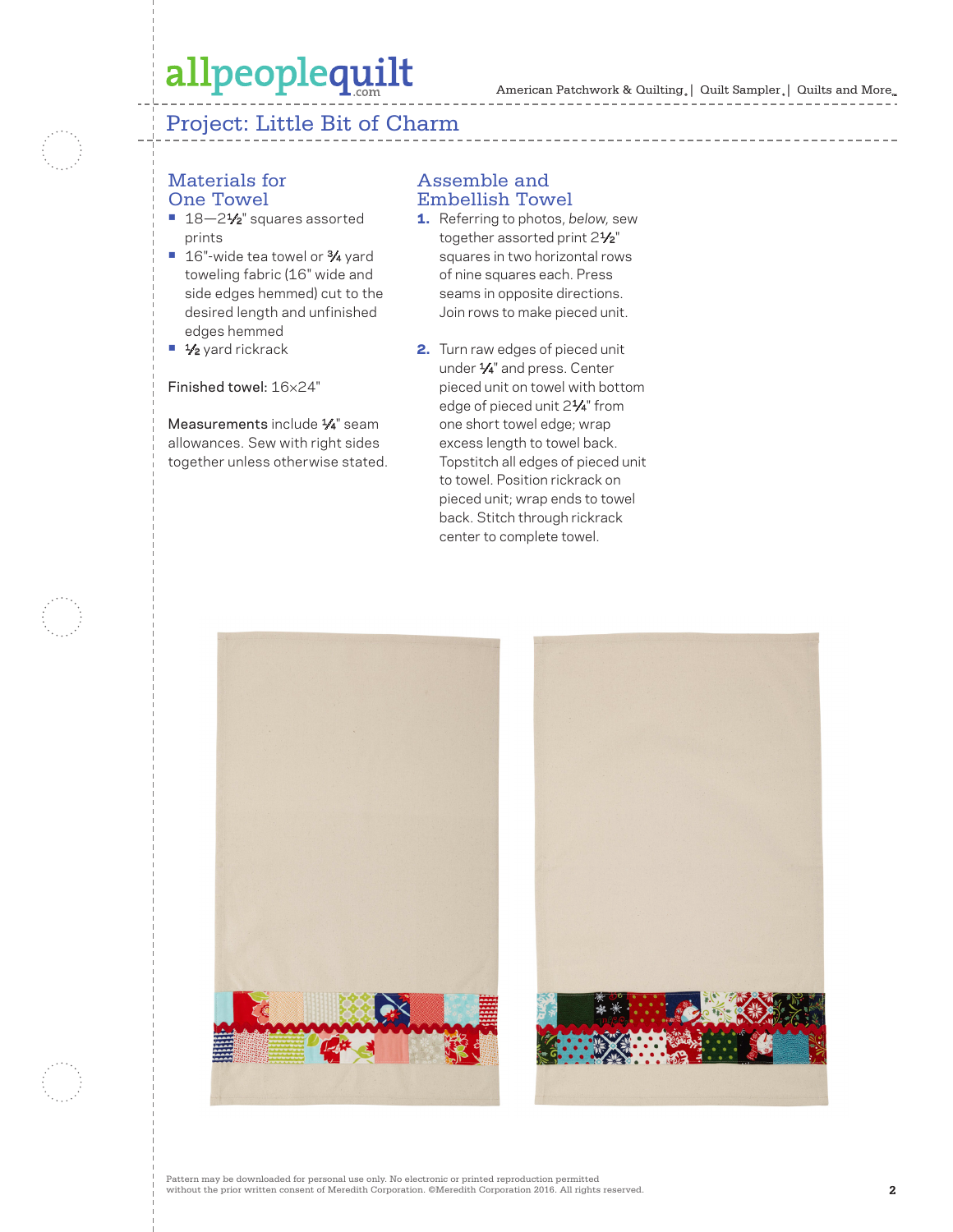# Project: Little Bit of Charm

## Materials for One Towel

- 18—2½" squares assorted prints
- 16"-wide tea towel or ¾ yard toweling fabric (16" wide and side edges hemmed) cut to the desired length and unfinished edges hemmed
- ½ yard rickrack

Finished towel: 16×24"

Measurements include ¼" seam allowances. Sew with right sides together unless otherwise stated.

## Assemble and Embellish Towel

1. Referring to photos, *below*, sew together assorted print 2½" squares in two horizontal rows of nine squares each. Press seams in opposite directions. Join rows to make pieced unit.

2. Turn raw edges of pieced unit under ¼" and press. Center pieced unit on towel with bottom edge of pieced unit 2¼" from one short towel edge; wrap excess length to towel back. Topstitch all edges of pieced unit to towel. Position rickrack on pieced unit; wrap ends to towel back. Stitch through rickrack center to complete towel.

Pattern may be downloaded for personal use only. No electronic or printed reproduction permitted without the prior written consent of Meredith Corporation. ©Meredith Corporation 2016. All rights reserved.